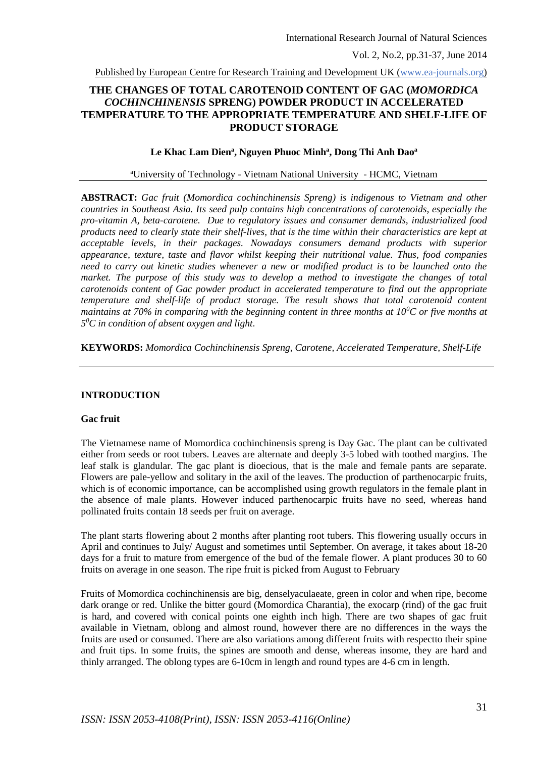# THE CHANGES OF TOTAL CAROTENOID CONTENT OF GAC (*MOMORDICA COCHINCHINENSIS* SPRENG) POWDER PRODUCT IN ACCELERATED TEMPERATURE TO THE APPROPRIATE TEMPERATURE AND SHELF-LIFE OF PRODUCT STORAGE

**Le Khac Lam Dien[a], Nguyen Phuoc Minh[a], Dong Thi Anh Dao[a]**

[a]University of Technology - Vietnam National University - HCMC, Vietnam

**ABSTRACT:** *Gac fruit (Momordica cochinchinensis Spreng) is indigenous to Vietnam and other countries in Southeast Asia. Its seed pulp contains high concentrations of carotenoids, especially the pro-vitamin A, beta-carotene. Due to regulatory issues and consumer demands, industrialized food products need to clearly state their shelf-lives, that is the time within their characteristics are kept at acceptable levels, in their packages. Nowadays consumers demand products with superior appearance, texture, taste and flavor whilst keeping their nutritional value. Thus, food companies need to carry out kinetic studies whenever a new or modified product is to be launched onto the market. The purpose of this study was to develop a method to investigate the changes of total carotenoids content of Gac powder product in accelerated temperature to find out the appropriate temperature and shelf-life of product storage. The result shows that total carotenoid content maintains at 70% in comparing with the beginning content in three months at $10^0C$ or five months at $5^0C$ in condition of absent oxygen and light.*

**KEYWORDS:** *Momordica Cochinchinensis Spreng, Carotene, Accelerated Temperature, Shelf-Life*

## INTRODUCTION

### Gac fruit

The Vietnamese name of Momordica cochinchinensis spreng is Day Gac. The plant can be cultivated either from seeds or root tubers. Leaves are alternate and deeply 3-5 lobed with toothed margins. The leaf stalk is glandular. The gac plant is dioecious, that is the male and female pants are separate. Flowers are pale-yellow and solitary in the axil of the leaves. The production of parthenocarpic fruits, which is of economic importance, can be accomplished using growth regulators in the female plant in the absence of male plants. However induced parthenocarpic fruits have no seed, whereas hand pollinated fruits contain 18 seeds per fruit on average.

The plant starts flowering about 2 months after planting root tubers. This flowering usually occurs in April and continues to July/ August and sometimes until September. On average, it takes about 18-20 days for a fruit to mature from emergence of the bud of the female flower. A plant produces 30 to 60 fruits on average in one season. The ripe fruit is picked from August to February

Fruits of Momordica cochinchinensis are big, denselyaculaeate, green in color and when ripe, become dark orange or red. Unlike the bitter gourd (Momordica Charantia), the exocarp (rind) of the gac fruit is hard, and covered with conical points one eighth inch high. There are two shapes of gac fruit available in Vietnam, oblong and almost round, however there are no differences in the ways the fruits are used or consumed. There are also variations among different fruits with respectto their spine and fruit tips. In some fruits, the spines are smooth and dense, whereas insome, they are hard and thinly arranged. The oblong types are 6-10cm in length and round types are 4-6 cm in length.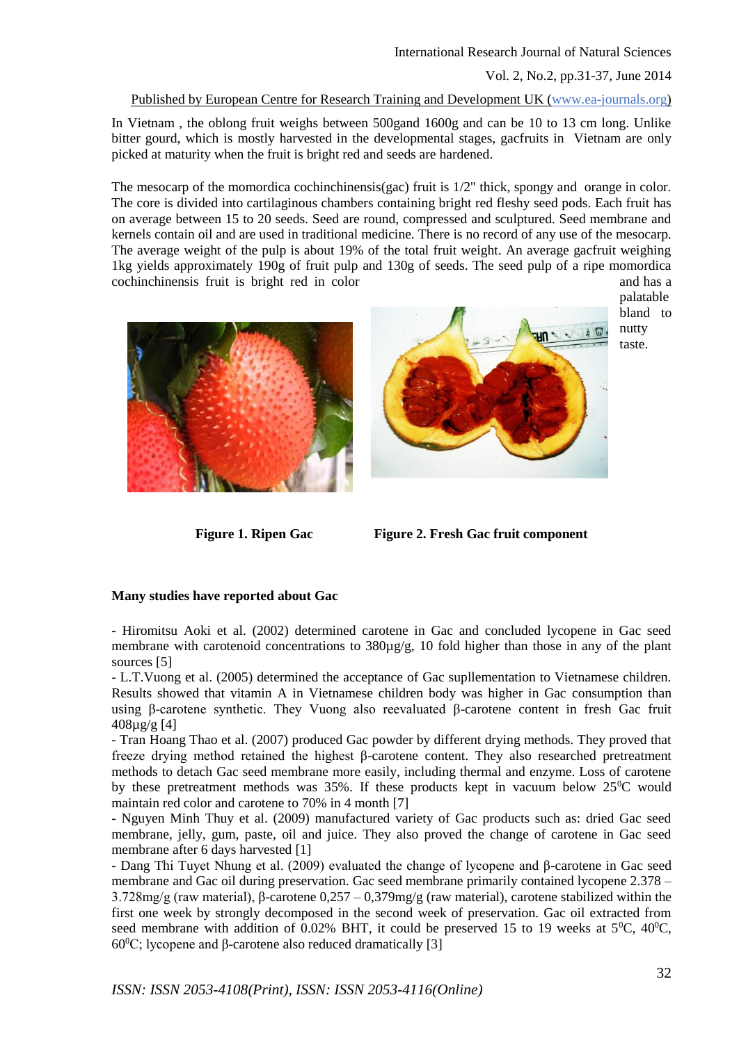In Vietnam , the oblong fruit weighs between 500gand 1600g and can be 10 to 13 cm long. Unlike bitter gourd, which is mostly harvested in the developmental stages, gacfruits in Vietnam are only picked at maturity when the fruit is bright red and seeds are hardened.

The mesocarp of the momordica cochinchinensis(gac) fruit is 1/2" thick, spongy and orange in color. The core is divided into cartilaginous chambers containing bright red fleshy seed pods. Each fruit has on average between 15 to 20 seeds. Seed are round, compressed and sculptured. Seed membrane and kernels contain oil and are used in traditional medicine. There is no record of any use of the mesocarp. The average weight of the pulp is about 19% of the total fruit weight. An average gacfruit weighing 1kg yields approximately 190g of fruit pulp and 130g of seeds. The seed pulp of a ripe momordica cochinchinensis fruit is bright red in color and has a palatable bland to nutty taste.

**Figure 1. Ripen Gac** **Figure 2. Fresh Gac fruit component**

**Many studies have reported about Gac**

- Hiromitsu Aoki et al. (2002) determined carotene in Gac and concluded lycopene in Gac seed membrane with carotenoid concentrations to 380µg/g, 10 fold higher than those in any of the plant sources [5]
- L.T.Vuong et al. (2005) determined the acceptance of Gac supllementation to Vietnamese children. Results showed that vitamin A in Vietnamese children body was higher in Gac consumption than using β-carotene synthetic. They Vuong also reevaluated β-carotene content in fresh Gac fruit 408µg/g [4]
- Tran Hoang Thao et al. (2007) produced Gac powder by different drying methods. They proved that freeze drying method retained the highest β-carotene content. They also researched pretreatment methods to detach Gac seed membrane more easily, including thermal and enzyme. Loss of carotene by these pretreatment methods was 35%. If these products kept in vacuum below $25^0$C would maintain red color and carotene to 70% in 4 month [7]
- Nguyen Minh Thuy et al. (2009) manufactured variety of Gac products such as: dried Gac seed membrane, jelly, gum, paste, oil and juice. They also proved the change of carotene in Gac seed membrane after 6 days harvested [1]
- Dang Thi Tuyet Nhung et al. (2009) evaluated the change of lycopene and β-carotene in Gac seed membrane and Gac oil during preservation. Gac seed membrane primarily contained lycopene 2.378 – 3.728mg/g (raw material), β-carotene 0,257 – 0,379mg/g (raw material), carotene stabilized within the first one week by strongly decomposed in the second week of preservation. Gac oil extracted from seed membrane with addition of 0.02% BHT, it could be preserved 15 to 19 weeks at $5^0$C, $40^0$C, $60^0$C; lycopene and β-carotene also reduced dramatically [3]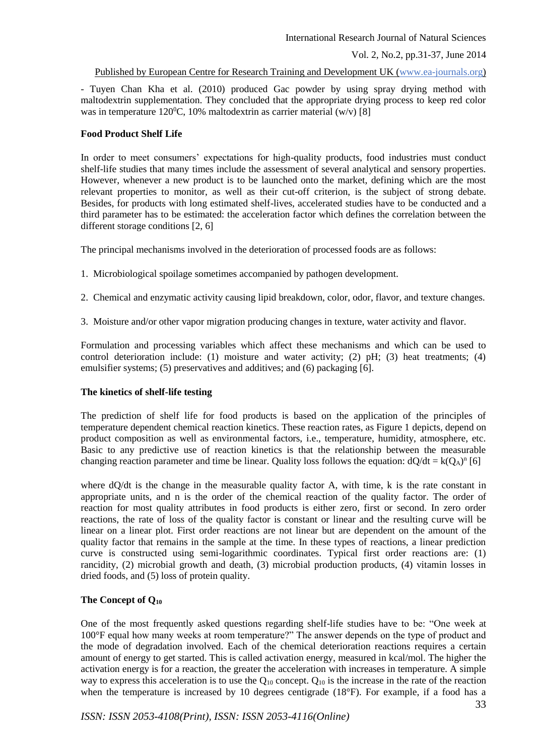- Tuyen Chan Kha et al. (2010) produced Gac powder by using spray drying method with maltodextrin supplementation. They concluded that the appropriate drying process to keep red color was in temperature 120$^0$C, 10% maltodextrin as carrier material (w/v) [8]

## Food Product Shelf Life

In order to meet consumers' expectations for high-quality products, food industries must conduct shelf-life studies that many times include the assessment of several analytical and sensory properties. However, whenever a new product is to be launched onto the market, defining which are the most relevant properties to monitor, as well as their cut-off criterion, is the subject of strong debate. Besides, for products with long estimated shelf-lives, accelerated studies have to be conducted and a third parameter has to be estimated: the acceleration factor which defines the correlation between the different storage conditions [2, 6]

The principal mechanisms involved in the deterioration of processed foods are as follows:

1. Microbiological spoilage sometimes accompanied by pathogen development.
2. Chemical and enzymatic activity causing lipid breakdown, color, odor, flavor, and texture changes.
3. Moisture and/or other vapor migration producing changes in texture, water activity and flavor.

Formulation and processing variables which affect these mechanisms and which can be used to control deterioration include: (1) moisture and water activity; (2) pH; (3) heat treatments; (4) emulsifier systems; (5) preservatives and additives; and (6) packaging [6].

## The kinetics of shelf-life testing

The prediction of shelf life for food products is based on the application of the principles of temperature dependent chemical reaction kinetics. These reaction rates, as Figure 1 depicts, depend on product composition as well as environmental factors, i.e., temperature, humidity, atmosphere, etc. Basic to any predictive use of reaction kinetics is that the relationship between the measurable changing reaction parameter and time be linear. Quality loss follows the equation: $dQ/dt = k(Q_A)^n$ [6]

where dQ/dt is the change in the measurable quality factor A, with time, k is the rate constant in appropriate units, and n is the order of the chemical reaction of the quality factor. The order of reaction for most quality attributes in food products is either zero, first or second. In zero order reactions, the rate of loss of the quality factor is constant or linear and the resulting curve will be linear on a linear plot. First order reactions are not linear but are dependent on the amount of the quality factor that remains in the sample at the time. In these types of reactions, a linear prediction curve is constructed using semi-logarithmic coordinates. Typical first order reactions are: (1) rancidity, (2) microbial growth and death, (3) microbial production products, (4) vitamin losses in dried foods, and (5) loss of protein quality.

## The Concept of $Q_{10}$

One of the most frequently asked questions regarding shelf-life studies have to be: "One week at 100°F equal how many weeks at room temperature?" The answer depends on the type of product and the mode of degradation involved. Each of the chemical deterioration reactions requires a certain amount of energy to get started. This is called activation energy, measured in kcal/mol. The higher the activation energy is for a reaction, the greater the acceleration with increases in temperature. A simple way to express this acceleration is to use the $Q_{10}$ concept. $Q_{10}$ is the increase in the rate of the reaction when the temperature is increased by 10 degrees centigrade (18°F). For example, if a food has a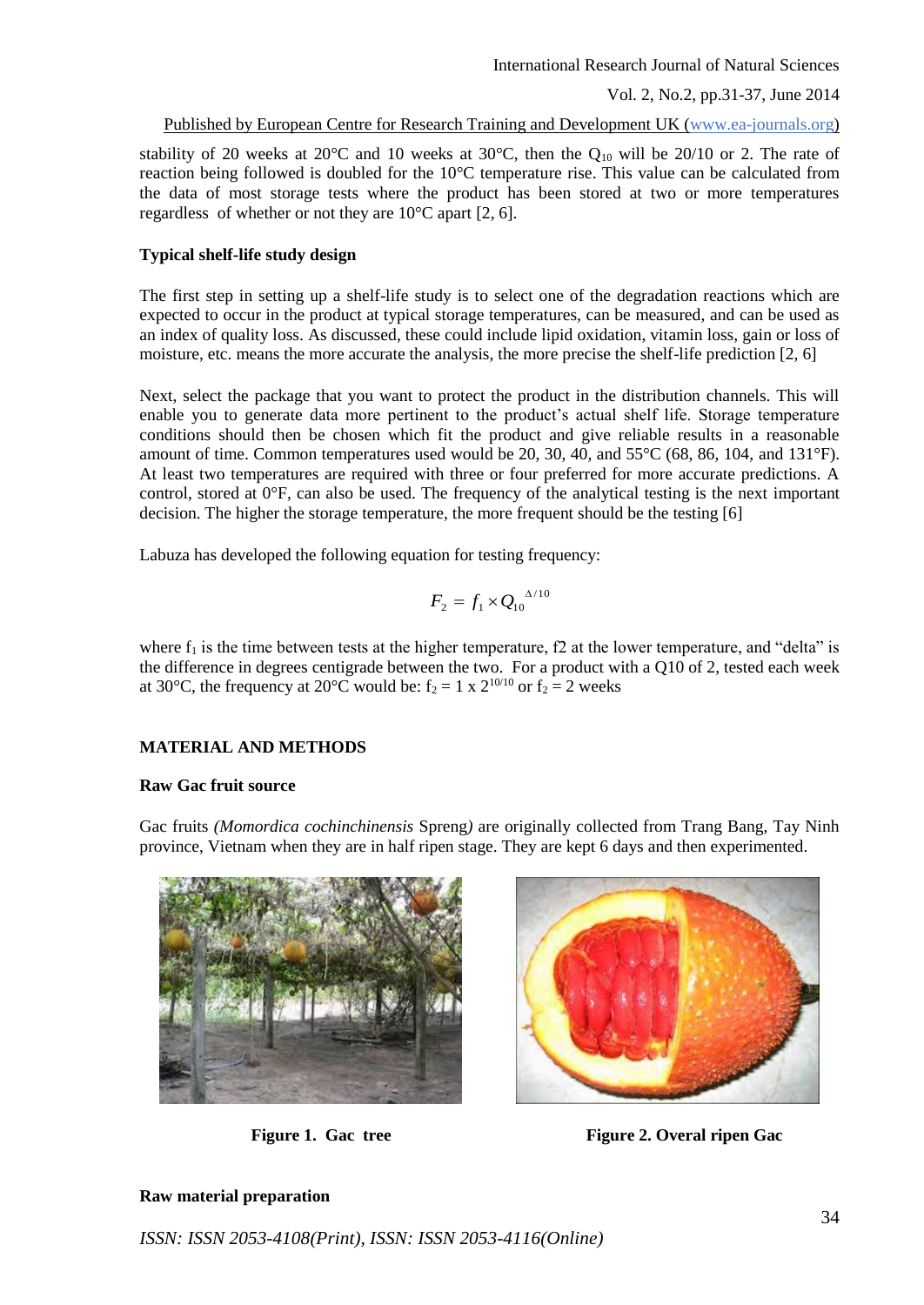stability of 20 weeks at 20°C and 10 weeks at 30°C, then the $Q_{10}$ will be 20/10 or 2. The rate of reaction being followed is doubled for the 10°C temperature rise. This value can be calculated from the data of most storage tests where the product has been stored at two or more temperatures regardless of whether or not they are 10°C apart [2, 6].

**Typical shelf-life study design**

The first step in setting up a shelf-life study is to select one of the degradation reactions which are expected to occur in the product at typical storage temperatures, can be measured, and can be used as an index of quality loss. As discussed, these could include lipid oxidation, vitamin loss, gain or loss of moisture, etc. means the more accurate the analysis, the more precise the shelf-life prediction [2, 6]

Next, select the package that you want to protect the product in the distribution channels. This will enable you to generate data more pertinent to the product's actual shelf life. Storage temperature conditions should then be chosen which fit the product and give reliable results in a reasonable amount of time. Common temperatures used would be 20, 30, 40, and 55°C (68, 86, 104, and 131°F). At least two temperatures are required with three or four preferred for more accurate predictions. A control, stored at 0°F, can also be used. The frequency of the analytical testing is the next important decision. The higher the storage temperature, the more frequent should be the testing [6]

Labuza has developed the following equation for testing frequency:

$$F_2 = f_1 \times Q_{10}^{\Delta/10}$$

where $f_1$ is the time between tests at the higher temperature, f2 at the lower temperature, and "delta" is the difference in degrees centigrade between the two. For a product with a Q10 of 2, tested each week at 30°C, the frequency at 20°C would be: $f_2 = 1 \times 2^{10/10}$ or $f_2 = 2$ weeks

**MATERIAL AND METHODS**

**Raw Gac fruit source**

Gac fruits *(Momordica cochinchinensis* Spreng*)* are originally collected from Trang Bang, Tay Ninh province, Vietnam when they are in half ripen stage. They are kept 6 days and then experimented.

**Figure 1. Gac tree**

**Figure 2. Overal ripen Gac**

**Raw material preparation**

ISSN: ISSN 2053-4108(Print), ISSN: ISSN 2053-4116(Online)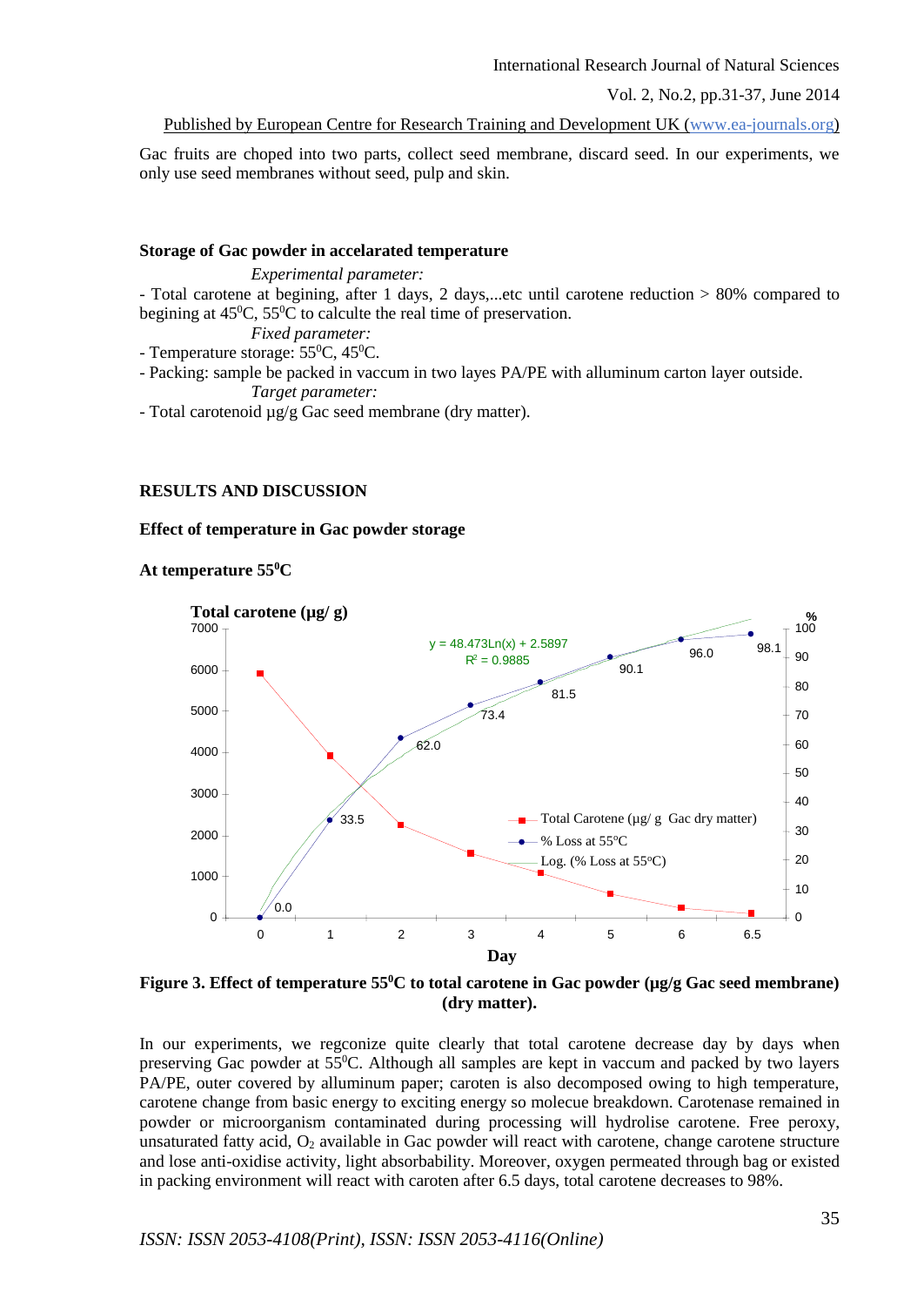Gac fruits are choped into two parts, collect seed membrane, discard seed. In our experiments, we only use seed membranes without seed, pulp and skin.

**Storage of Gac powder in accelarated temperature**

*Experimental parameter:*

- Total carotene at begining, after 1 days, 2 days,...etc until carotene reduction > 80% compared to begining at 45$^0$C, 55$^0$C to calculte the real time of preservation.

*Fixed parameter:*

- Temperature storage: 55$^0$C, 45$^0$C.
- Packing: sample be packed in vaccum in two layes PA/PE with alluminum carton layer outside.

*Target parameter:*

- Total carotenoid µg/g Gac seed membrane (dry matter).

## RESULTS AND DISCUSSION

### Effect of temperature in Gac powder storage

#### At temperature 55$^0$C

Total carotene (µg/ g)

| Day | Total Carotene (µg/ g Gac dry matter) | % Loss at 55°C |
|---|---|---|
| 0 | ~5900 | 0.0 |
| 1 | ~3900 | 33.5 |
| 2 | ~2250 | 62.0 |
| 3 | ~1570 | 73.4 |
| 4 | ~1090 | 81.5 |
| 5 | ~590 | 90.1 |
| 6 | ~240 | 96.0 |
| 6.5 | ~110 | 98.1 |

Log. (% Loss at 55°C): $y = 48.473Ln(x) + 2.5897$, $R^2 = 0.9885$

**Figure 3. Effect of temperature 55$^0$C to total carotene in Gac powder (µg/g Gac seed membrane) (dry matter).**

In our experiments, we regconize quite clearly that total carotene decrease day by days when preserving Gac powder at 55$^0$C. Although all samples are kept in vaccum and packed by two layers PA/PE, outer covered by alluminum paper; caroten is also decomposed owing to high temperature, carotene change from basic energy to exciting energy so molecue breakdown. Carotenase remained in powder or microorganism contaminated during processing will hydrolise carotene. Free peroxy, unsaturated fatty acid, $O_2$ available in Gac powder will react with carotene, change carotene structure and lose anti-oxidise activity, light absorbability. Moreover, oxygen permeated through bag or existed in packing environment will react with caroten after 6.5 days, total carotene decreases to 98%.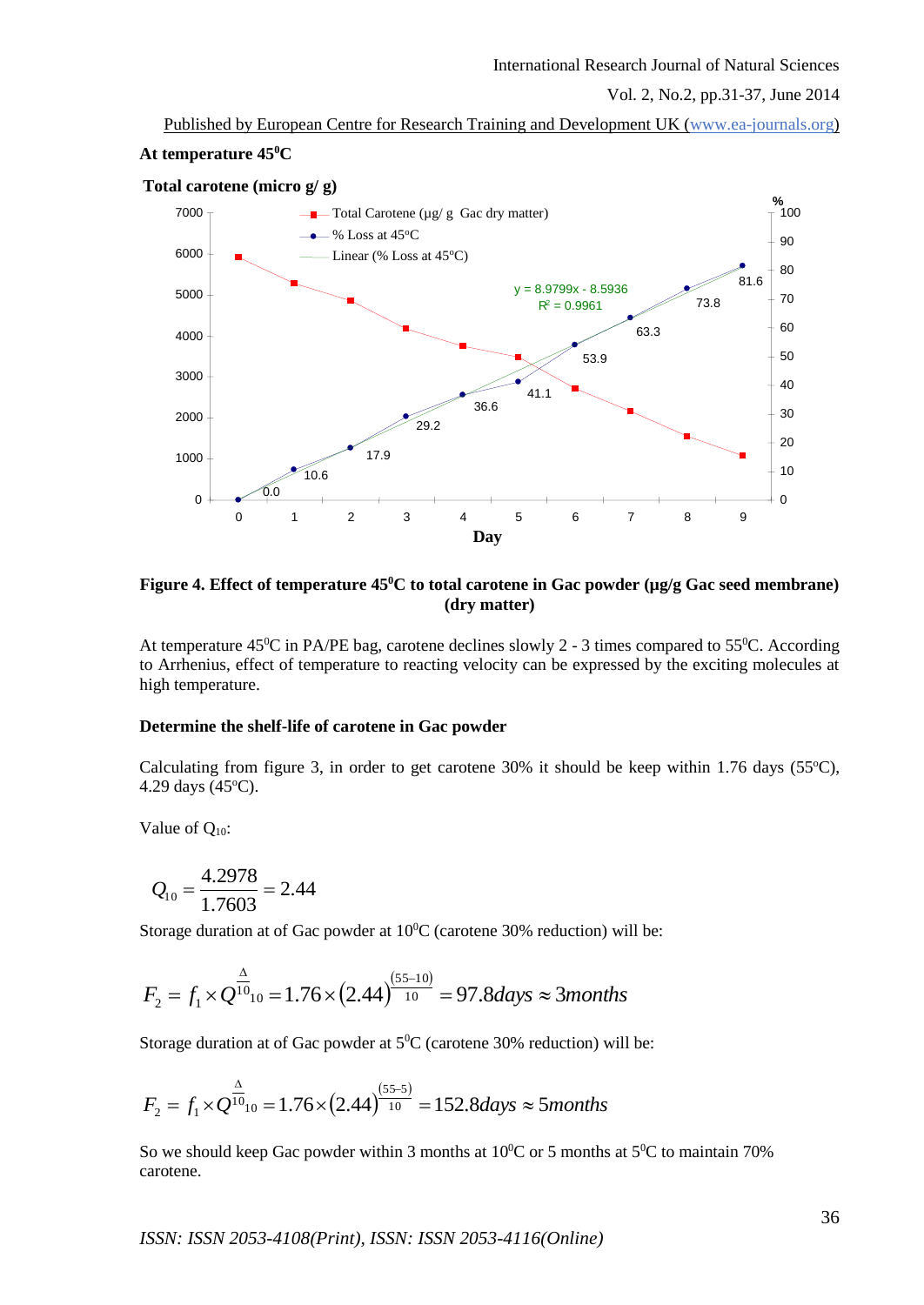**At temperature 45$^0$C**

**Total carotene (micro g/ g)**

Figure 4. Effect of temperature 45$^0$C to total carotene in Gac powder (µg/g Gac seed membrane) (dry matter)

At temperature 45$^0$C in PA/PE bag, carotene declines slowly 2 - 3 times compared to 55$^0$C. According to Arrhenius, effect of temperature to reacting velocity can be expressed by the exciting molecules at high temperature.

**Determine the shelf-life of carotene in Gac powder**

Calculating from figure 3, in order to get carotene 30% it should be keep within 1.76 days (55$^o$C), 4.29 days (45$^o$C).

Value of $Q_{10}$:

$$Q_{10} = \frac{4.2978}{1.7603} = 2.44$$

Storage duration at of Gac powder at 10$^0$C (carotene 30% reduction) will be:

$$F_2 = f_1 \times Q_{10}^{\frac{\Delta}{10}} = 1.76 \times (2.44)^{\frac{(55-10)}{10}} = 97.8 days \approx 3 months$$

Storage duration at of Gac powder at 5$^0$C (carotene 30% reduction) will be:

$$F_2 = f_1 \times Q_{10}^{\frac{\Delta}{10}} = 1.76 \times (2.44)^{\frac{(55-5)}{10}} = 152.8 days \approx 5 months$$

So we should keep Gac powder within 3 months at 10$^0$C or 5 months at 5$^0$C to maintain 70% carotene.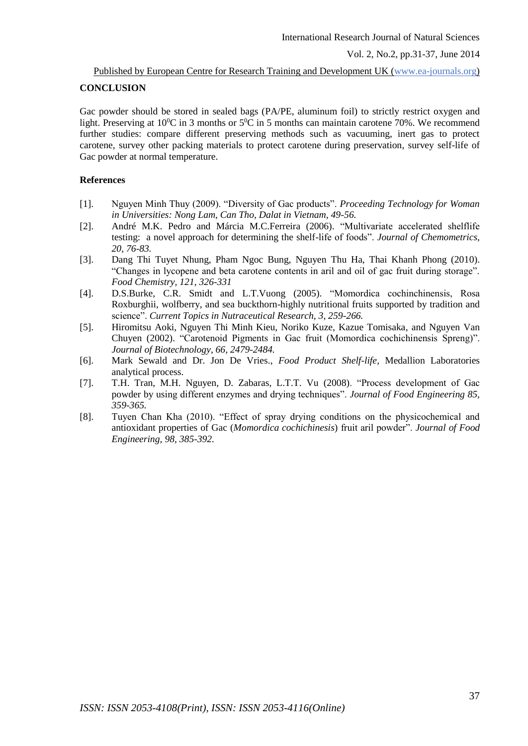## CONCLUSION

Gac powder should be stored in sealed bags (PA/PE, aluminum foil) to strictly restrict oxygen and light. Preserving at $10^0$C in 3 months or $5^0$C in 5 months can maintain carotene 70%. We recommend further studies: compare different preserving methods such as vacuuming, inert gas to protect carotene, survey other packing materials to protect carotene during preservation, survey self-life of Gac powder at normal temperature.

### References

[1]. Nguyen Minh Thuy (2009). "Diversity of Gac products". *Proceeding Technology for Woman in Universities: Nong Lam, Can Tho, Dalat in Vietnam, 49-56.*

[2]. André M.K. Pedro and Márcia M.C.Ferreira (2006). "Multivariate accelerated shelflife testing: a novel approach for determining the shelf-life of foods". *Journal of Chemometrics, 20, 76-83.*

[3]. Dang Thi Tuyet Nhung, Pham Ngoc Bung, Nguyen Thu Ha, Thai Khanh Phong (2010). "Changes in lycopene and beta carotene contents in aril and oil of gac fruit during storage". *Food Chemistry, 121, 326-331*

[4]. D.S.Burke, C.R. Smidt and L.T.Vuong (2005). "Momordica cochinchinensis, Rosa Roxburghii, wolfberry, and sea buckthorn-highly nutritional fruits supported by tradition and science". *Current Topics in Nutraceutical Research, 3, 259-266.*

[5]. Hiromitsu Aoki, Nguyen Thi Minh Kieu, Noriko Kuze, Kazue Tomisaka, and Nguyen Van Chuyen (2002). "Carotenoid Pigments in Gac fruit (Momordica cochichinensis Spreng)". *Journal of Biotechnology, 66, 2479-2484.*

[6]. Mark Sewald and Dr. Jon De Vries., *Food Product Shelf-life*, Medallion Laboratories analytical process.

[7]. T.H. Tran, M.H. Nguyen, D. Zabaras, L.T.T. Vu (2008). "Process development of Gac powder by using different enzymes and drying techniques". *Journal of Food Engineering 85, 359-365.*

[8]. Tuyen Chan Kha (2010). "Effect of spray drying conditions on the physicochemical and antioxidant properties of Gac (*Momordica cochichinesis*) fruit aril powder". *Journal of Food Engineering, 98, 385-392.*